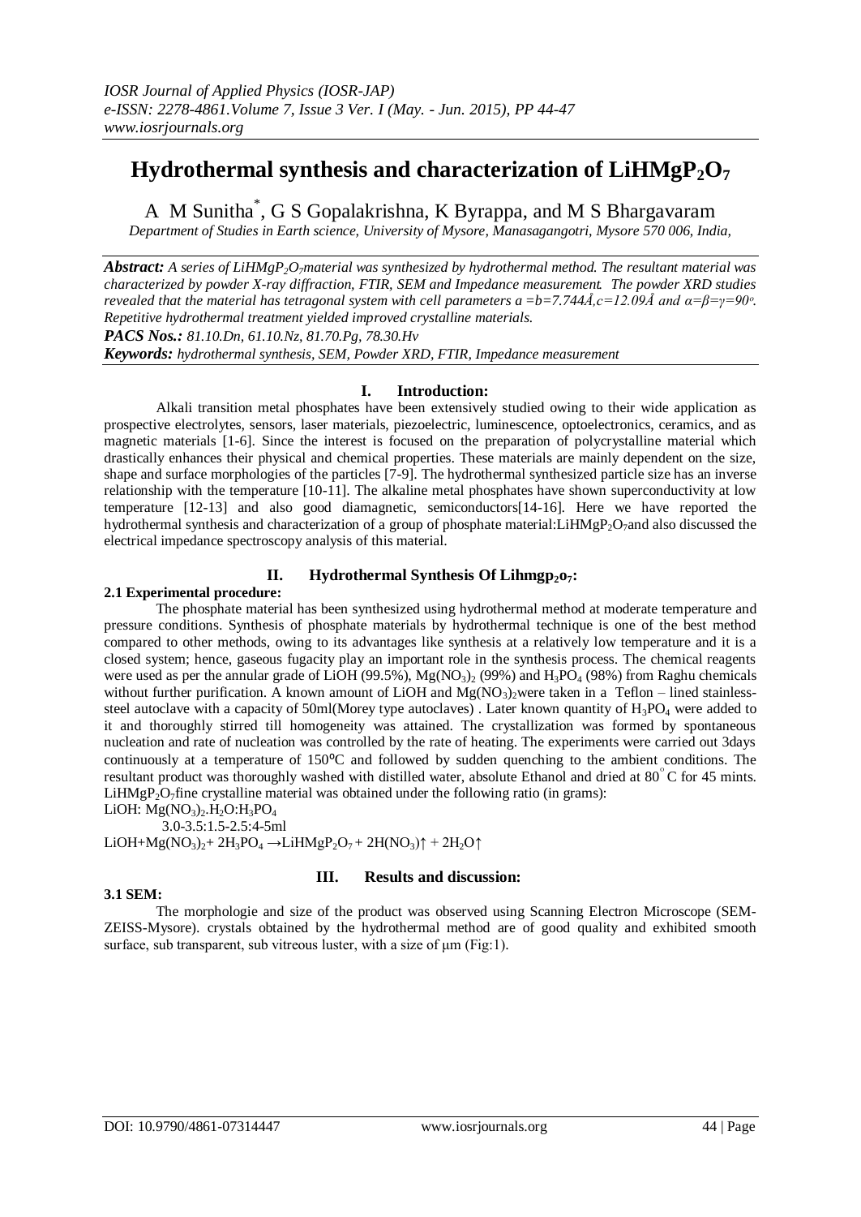# Hydrothermal synthesis and characterization of $LiHMgP_2O_7$

A M Sunitha*, G S Gopalakrishna, K Byrappa, and M S Bhargavaram

*Department of Studies in Earth science, University of Mysore, Manasagangotri, Mysore 570 006, India,*

***Abstract:*** *A series of $LiHMgP_2O_7$material was synthesized by hydrothermal method. The resultant material was characterized by powder X-ray diffraction, FTIR, SEM and Impedance measurement. The powder XRD studies revealed that the material has tetragonal system with cell parameters $a = b = 7.744Å, c = 12.09Å$ and $\alpha = \beta = \gamma = 90^o$. Repetitive hydrothermal treatment yielded improved crystalline materials.*

***PACS Nos.:*** *81.10.Dn, 61.10.Nz, 81.70.Pg, 78.30.Hv*

***Keywords:*** *hydrothermal synthesis, SEM, Powder XRD, FTIR, Impedance measurement*

## I. Introduction:

Alkali transition metal phosphates have been extensively studied owing to their wide application as prospective electrolytes, sensors, laser materials, piezoelectric, luminescence, optoelectronics, ceramics, and as magnetic materials [1-6]. Since the interest is focused on the preparation of polycrystalline material which drastically enhances their physical and chemical properties. These materials are mainly dependent on the size, shape and surface morphologies of the particles [7-9]. The hydrothermal synthesized particle size has an inverse relationship with the temperature [10-11]. The alkaline metal phosphates have shown superconductivity at low temperature [12-13] and also good diamagnetic, semiconductors[14-16]. Here we have reported the hydrothermal synthesis and characterization of a group of phosphate material:$LiHMgP_2O_7$and also discussed the electrical impedance spectroscopy analysis of this material.

## II. Hydrothermal Synthesis Of $Lihmgp_2o_7$:

### 2.1 Experimental procedure:

The phosphate material has been synthesized using hydrothermal method at moderate temperature and pressure conditions. Synthesis of phosphate materials by hydrothermal technique is one of the best method compared to other methods, owing to its advantages like synthesis at a relatively low temperature and it is a closed system; hence, gaseous fugacity play an important role in the synthesis process. The chemical reagents were used as per the annular grade of LiOH (99.5%), $Mg(NO_3)_2$ (99%) and $H_3PO_4$ (98%) from Raghu chemicals without further purification. A known amount of LiOH and $Mg(NO_3)_2$were taken in a Teflon – lined stainless-steel autoclave with a capacity of 50ml(Morey type autoclaves) . Later known quantity of $H_3PO_4$ were added to it and thoroughly stirred till homogeneity was attained. The crystallization was formed by spontaneous nucleation and rate of nucleation was controlled by the rate of heating. The experiments were carried out 3days continuously at a temperature of 150°C and followed by sudden quenching to the ambient conditions. The resultant product was thoroughly washed with distilled water, absolute Ethanol and dried at 80°C for 45 mints. $LiHMgP_2O_7$fine crystalline material was obtained under the following ratio (in grams):

LiOH: $Mg(NO_3)_2.H_2O$:$H_3PO_4$

3.0-3.5:1.5-2.5:4-5ml

$$LiOH + Mg(NO_3)_2 + 2H_3PO_4 \rightarrow LiHMgP_2O_7 + 2H(NO_3)\uparrow + 2H_2O\uparrow$$

## III. Results and discussion:

### 3.1 SEM:

The morphologie and size of the product was observed using Scanning Electron Microscope (SEM-ZEISS-Mysore). crystals obtained by the hydrothermal method are of good quality and exhibited smooth surface, sub transparent, sub vitreous luster, with a size of µm (Fig:1).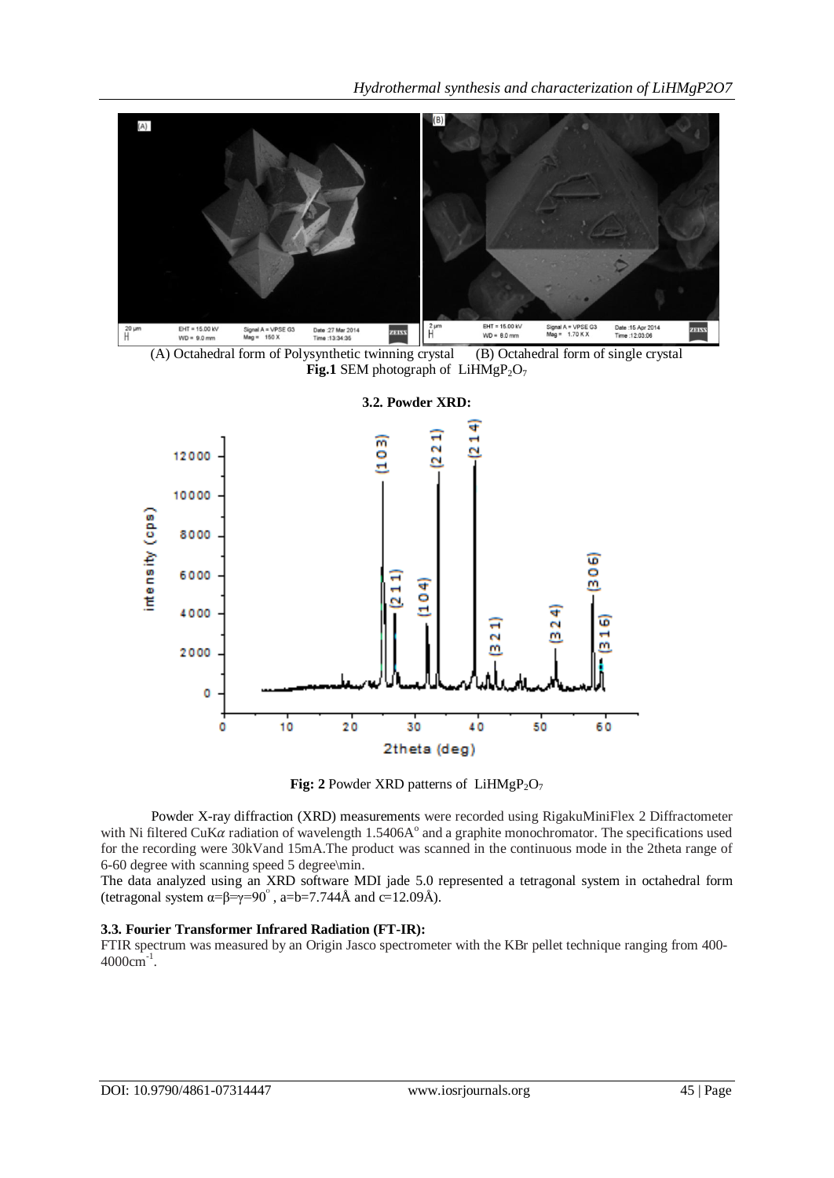(A) Octahedral form of Polysynthetic twinning crystal (B) Octahedral form of single crystal

**Fig.1** SEM photograph of $LiHMgP_2O_7$

### 3.2. Powder XRD:

**Fig: 2** Powder XRD patterns of $LiHMgP_2O_7$

Powder X-ray diffraction (XRD) measurements were recorded using RigakuMiniFlex 2 Diffractometer with Ni filtered CuK$\alpha$ radiation of wavelength 1.5406A$^{o}$ and a graphite monochromator. The specifications used for the recording were 30kVand 15mA.The product was scanned in the continuous mode in the 2theta range of 6-60 degree with scanning speed 5 degree\min.

The data analyzed using an XRD software MDI jade 5.0 represented a tetragonal system in octahedral form (tetragonal system $\alpha=\beta=\gamma=90^{\circ}$, a=b=7.744Å and c=12.09Å).

### 3.3. Fourier Transformer Infrared Radiation (FT-IR):

FTIR spectrum was measured by an Origin Jasco spectrometer with the KBr pellet technique ranging from 400-4000cm$^{-1}$.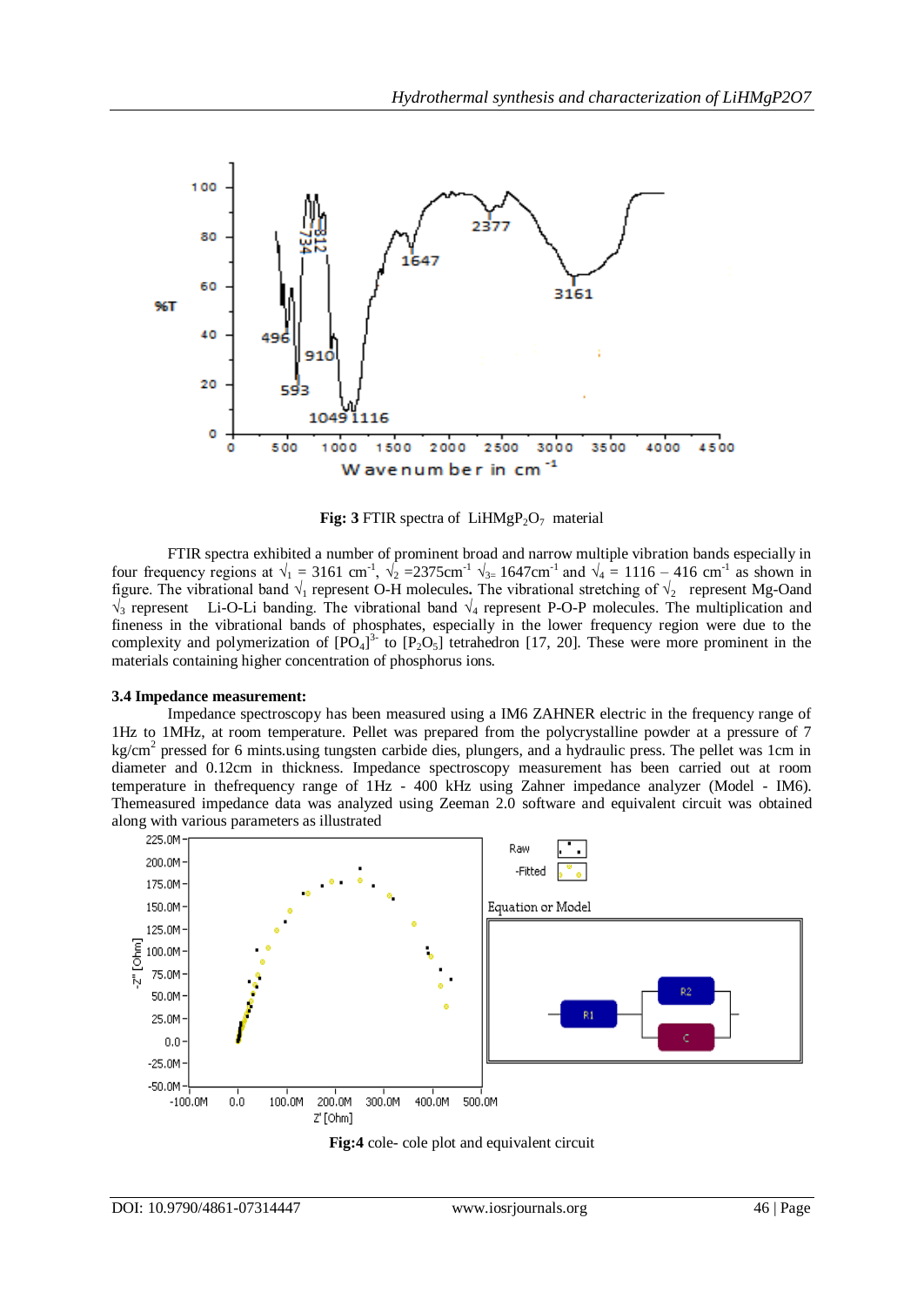**Fig: 3** FTIR spectra of $LiHMgP_2O_7$ material

FTIR spectra exhibited a number of prominent broad and narrow multiple vibration bands especially in four frequency regions at $\surd_1$ = 3161 $cm^{-1}$, $\surd_2$ =2375$cm^{-1}$ $\surd_{3=}$ 1647$cm^{-1}$ and $\surd_4$ = 1116 – 416 $cm^{-1}$ as shown in figure. The vibrational band $\surd_1$ represent O-H molecules**.** The vibrational stretching of $\surd_2$ represent Mg-Oand $\surd_3$ represent Li-O-Li banding. The vibrational band $\surd_4$ represent P-O-P molecules. The multiplication and fineness in the vibrational bands of phosphates, especially in the lower frequency region were due to the complexity and polymerization of $[PO_4]^{3-}$ to $[P_2O_5]$ tetrahedron [17, 20]. These were more prominent in the materials containing higher concentration of phosphorus ions.

**3.4 Impedance measurement:**

Impedance spectroscopy has been measured using a IM6 ZAHNER electric in the frequency range of 1Hz to 1MHz, at room temperature. Pellet was prepared from the polycrystalline powder at a pressure of 7 $kg/cm^2$ pressed for 6 mints.using tungsten carbide dies, plungers, and a hydraulic press. The pellet was 1cm in diameter and 0.12cm in thickness. Impedance spectroscopy measurement has been carried out at room temperature in thefrequency range of 1Hz - 400 kHz using Zahner impedance analyzer (Model - IM6). Themeasured impedance data was analyzed using Zeeman 2.0 software and equivalent circuit was obtained along with various parameters as illustrated

**Fig:4** cole- cole plot and equivalent circuit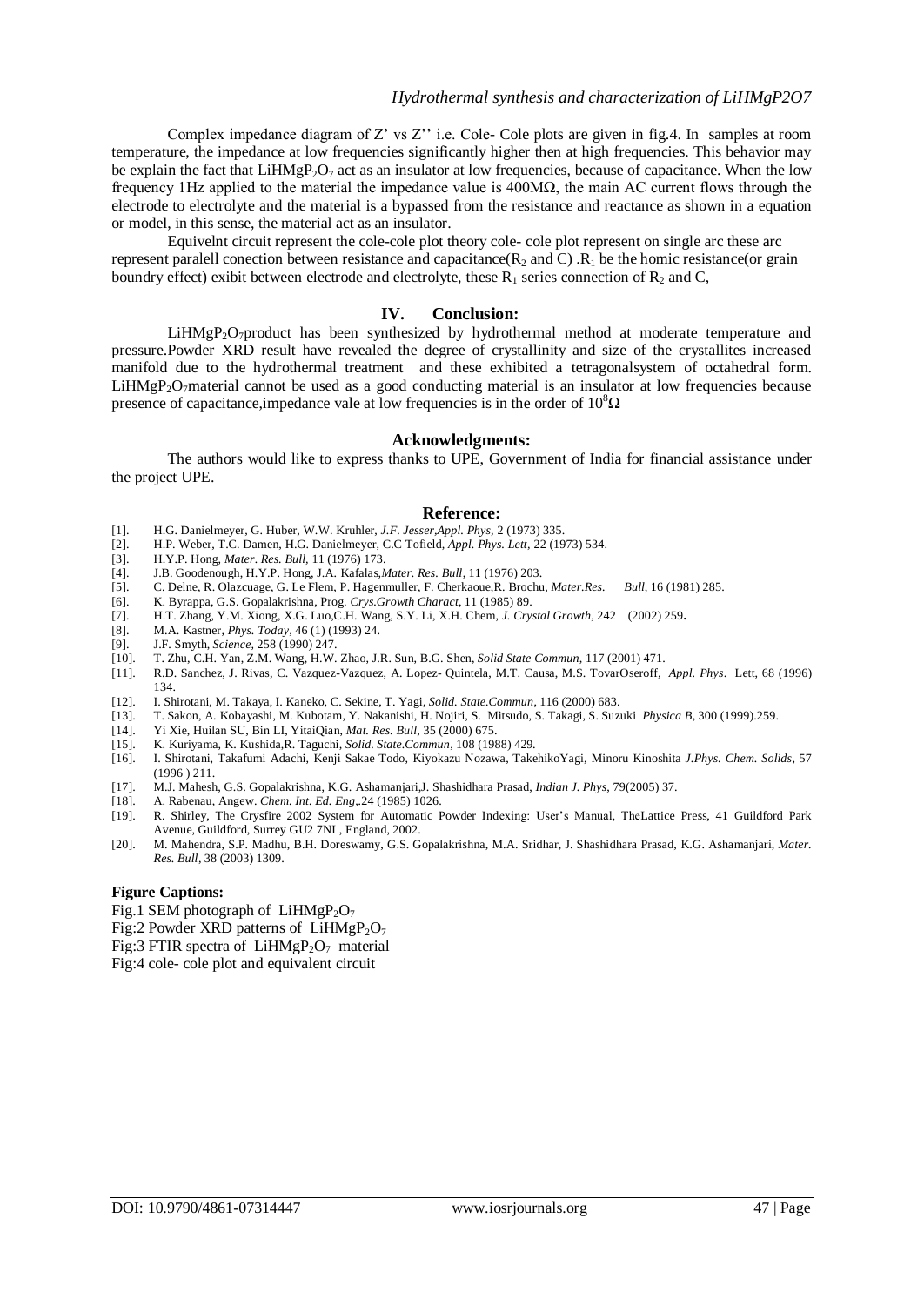Complex impedance diagram of Z' vs Z'' i.e. Cole- Cole plots are given in fig.4. In samples at room temperature, the impedance at low frequencies significantly higher then at high frequencies. This behavior may be explain the fact that $LiHMgP_2O_7$ act as an insulator at low frequencies, because of capacitance. When the low frequency 1Hz applied to the material the impedance value is 400MΩ, the main AC current flows through the electrode to electrolyte and the material is a bypassed from the resistance and reactance as shown in a equation or model, in this sense, the material act as an insulator.

Equivelnt circuit represent the cole-cole plot theory cole- cole plot represent on single arc these arc represent paralell conection between resistance and capacitance($R_2$ and C) .$R_1$ be the homic resistance(or grain boundry effect) exibit between electrode and electrolyte, these $R_1$ series connection of $R_2$ and C,

## IV. Conclusion:

$LiHMgP_2O_7$product has been synthesized by hydrothermal method at moderate temperature and pressure.Powder XRD result have revealed the degree of crystallinity and size of the crystallites increased manifold due to the hydrothermal treatment and these exhibited a tetragonalsystem of octahedral form. $LiHMgP_2O_7$material cannot be used as a good conducting material is an insulator at low frequencies because presence of capacitance,impedance vale at low frequencies is in the order of $10^8\Omega$

## Acknowledgments:

The authors would like to express thanks to UPE, Government of India for financial assistance under the project UPE.

## Reference:

[1]. H.G. Danielmeyer, G. Huber, W.W. Kruhler, *J.F. Jesser,Appl. Phys*, 2 (1973) 335.
[2]. H.P. Weber, T.C. Damen, H.G. Danielmeyer, C.C Tofield, *Appl. Phys. Lett*, 22 (1973) 534.
[3]. H.Y.P. Hong, *Mater. Res. Bull*, 11 (1976) 173.
[4]. J.B. Goodenough, H.Y.P. Hong, J.A. Kafalas,*Mater. Res. Bull*, 11 (1976) 203.
[5]. C. Delne, R. Olazcuage, G. Le Flem, P. Hagenmuller, F. Cherkaoue,R. Brochu, *Mater.Res. Bull*, 16 (1981) 285.
[6]. K. Byrappa, G.S. Gopalakrishna, Prog. *Crys.Growth Charact*, 11 (1985) 89.
[7]. H.T. Zhang, Y.M. Xiong, X.G. Luo,C.H. Wang, S.Y. Li, X.H. Chem, *J. Crystal Growth*, 242 (2002) 259.
[8]. M.A. Kastner, *Phys. Today*, 46 (1) (1993) 24.
[9]. J.F. Smyth, *Science*, 258 (1990) 247.
[10]. T. Zhu, C.H. Yan, Z.M. Wang, H.W. Zhao, J.R. Sun, B.G. Shen, *Solid State Commun*, 117 (2001) 471.
[11]. R.D. Sanchez, J. Rivas, C. Vazquez-Vazquez, A. Lopez- Quintela, M.T. Causa, M.S. TovarOseroff, *Appl. Phys*. Lett, 68 (1996) 134.
[12]. I. Shirotani, M. Takaya, I. Kaneko, C. Sekine, T. Yagi, *Solid. State.Commun*, 116 (2000) 683.
[13]. T. Sakon, A. Kobayashi, M. Kubotam, Y. Nakanishi, H. Nojiri, S. Mitsudo, S. Takagi, S. Suzuki *Physica B*, 300 (1999).259.
[14]. Yi Xie, Huilan SU, Bin LI, YitaiQian, *Mat. Res. Bull*, 35 (2000) 675.
[15]. K. Kuriyama, K. Kushida,R. Taguchi, *Solid. State.Commun*, 108 (1988) 429.
[16]. I. Shirotani, Takafumi Adachi, Kenji Sakae Todo, Kiyokazu Nozawa, TakehikoYagi, Minoru Kinoshita *J.Phys. Chem. Solids*, 57 (1996 ) 211.
[17]. M.J. Mahesh, G.S. Gopalakrishna, K.G. Ashamanjari,J. Shashidhara Prasad, *Indian J. Phys*, 79(2005) 37.
[18]. A. Rabenau, Angew. *Chem. Int. Ed. Eng*,.24 (1985) 1026.
[19]. R. Shirley, The Crysfire 2002 System for Automatic Powder Indexing: User's Manual, TheLattice Press, 41 Guildford Park Avenue, Guildford, Surrey GU2 7NL, England, 2002.
[20]. M. Mahendra, S.P. Madhu, B.H. Doreswamy, G.S. Gopalakrishna, M.A. Sridhar, J. Shashidhara Prasad, K.G. Ashamanjari, *Mater. Res. Bull*, 38 (2003) 1309.

**Figure Captions:**

Fig.1 SEM photograph of $LiHMgP_2O_7$
Fig:2 Powder XRD patterns of $LiHMgP_2O_7$
Fig:3 FTIR spectra of $LiHMgP_2O_7$ material
Fig:4 cole- cole plot and equivalent circuit